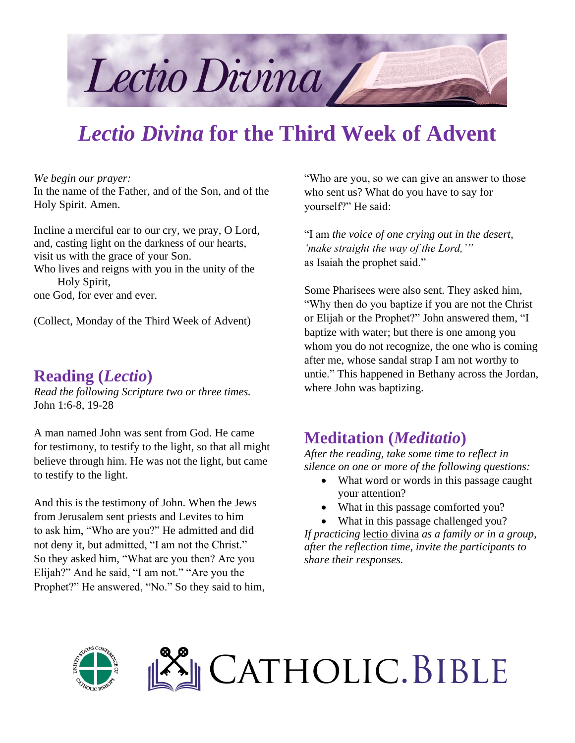# *Lectio Divina* for the Third Week of Advent

*We begin our prayer:*
In the name of the Father, and of the Son, and of the Holy Spirit. Amen.

Incline a merciful ear to our cry, we pray, O Lord,
and, casting light on the darkness of our hearts,
visit us with the grace of your Son.
Who lives and reigns with you in the unity of the
Holy Spirit,
one God, for ever and ever.

(Collect, Monday of the Third Week of Advent)

## Reading (*Lectio*)

*Read the following Scripture two or three times.*
John 1:6-8, 19-28

A man named John was sent from God. He came for testimony, to testify to the light, so that all might believe through him. He was not the light, but came to testify to the light.

And this is the testimony of John. When the Jews from Jerusalem sent priests and Levites to him to ask him, "Who are you?" He admitted and did not deny it, but admitted, "I am not the Christ." So they asked him, "What are you then? Are you Elijah?" And he said, "I am not." "Are you the Prophet?" He answered, "No." So they said to him, "Who are you, so we can give an answer to those who sent us? What do you have to say for yourself?" He said:

"I am *the voice of one crying out in the desert, 'make straight the way of the Lord,'"*
as Isaiah the prophet said."

Some Pharisees were also sent. They asked him, "Why then do you baptize if you are not the Christ or Elijah or the Prophet?" John answered them, "I baptize with water; but there is one among you whom you do not recognize, the one who is coming after me, whose sandal strap I am not worthy to untie." This happened in Bethany across the Jordan, where John was baptizing.

## Meditation (*Meditatio*)

*After the reading, take some time to reflect in silence on one or more of the following questions:*

- What word or words in this passage caught your attention?
- What in this passage comforted you?
- What in this passage challenged you?

*If practicing* lectio divina *as a family or in a group, after the reflection time, invite the participants to share their responses.*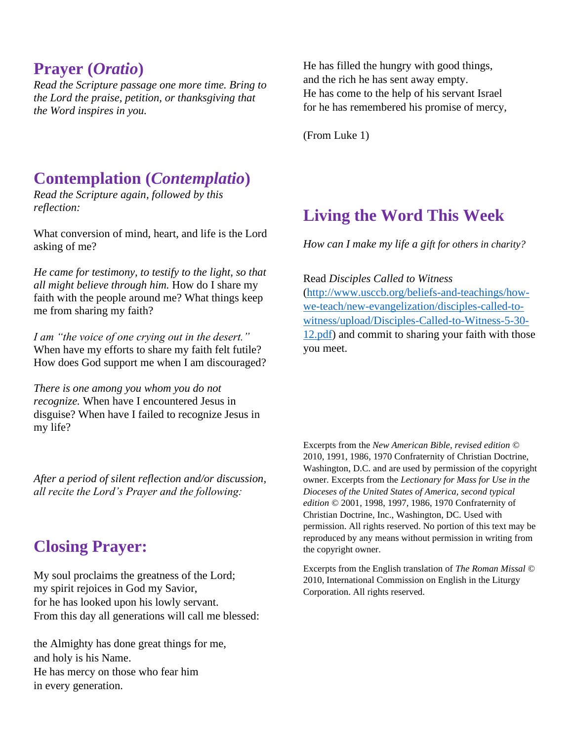## Prayer (*Oratio*)

*Read the Scripture passage one more time. Bring to the Lord the praise, petition, or thanksgiving that the Word inspires in you.*

## Contemplation (*Contemplatio*)

*Read the Scripture again, followed by this reflection:*

What conversion of mind, heart, and life is the Lord asking of me?

*He came for testimony, to testify to the light, so that all might believe through him.* How do I share my faith with the people around me? What things keep me from sharing my faith?

*I am "the voice of one crying out in the desert."* When have my efforts to share my faith felt futile? How does God support me when I am discouraged?

*There is one among you whom you do not recognize.* When have I encountered Jesus in disguise? When have I failed to recognize Jesus in my life?

*After a period of silent reflection and/or discussion, all recite the Lord's Prayer and the following:*

## Closing Prayer:

My soul proclaims the greatness of the Lord;
my spirit rejoices in God my Savior,
for he has looked upon his lowly servant.
From this day all generations will call me blessed:

the Almighty has done great things for me,
and holy is his Name.
He has mercy on those who fear him
in every generation.

He has filled the hungry with good things,
and the rich he has sent away empty.
He has come to the help of his servant Israel
for he has remembered his promise of mercy,

(From Luke 1)

## Living the Word This Week

*How can I make my life a gift for others in charity?*

Read *Disciples Called to Witness* ([http://www.usccb.org/beliefs-and-teachings/how-we-teach/new-evangelization/disciples-called-to-witness/upload/Disciples-Called-to-Witness-5-30-12.pdf](http://www.usccb.org/beliefs-and-teachings/how-we-teach/new-evangelization/disciples-called-to-witness/upload/Disciples-Called-to-Witness-5-30-12.pdf)) and commit to sharing your faith with those you meet.

Excerpts from the *New American Bible, revised edition* © 2010, 1991, 1986, 1970 Confraternity of Christian Doctrine, Washington, D.C. and are used by permission of the copyright owner. Excerpts from the *Lectionary for Mass for Use in the Dioceses of the United States of America, second typical edition* © 2001, 1998, 1997, 1986, 1970 Confraternity of Christian Doctrine, Inc., Washington, DC. Used with permission. All rights reserved. No portion of this text may be reproduced by any means without permission in writing from the copyright owner.

Excerpts from the English translation of *The Roman Missal* © 2010, International Commission on English in the Liturgy Corporation. All rights reserved.